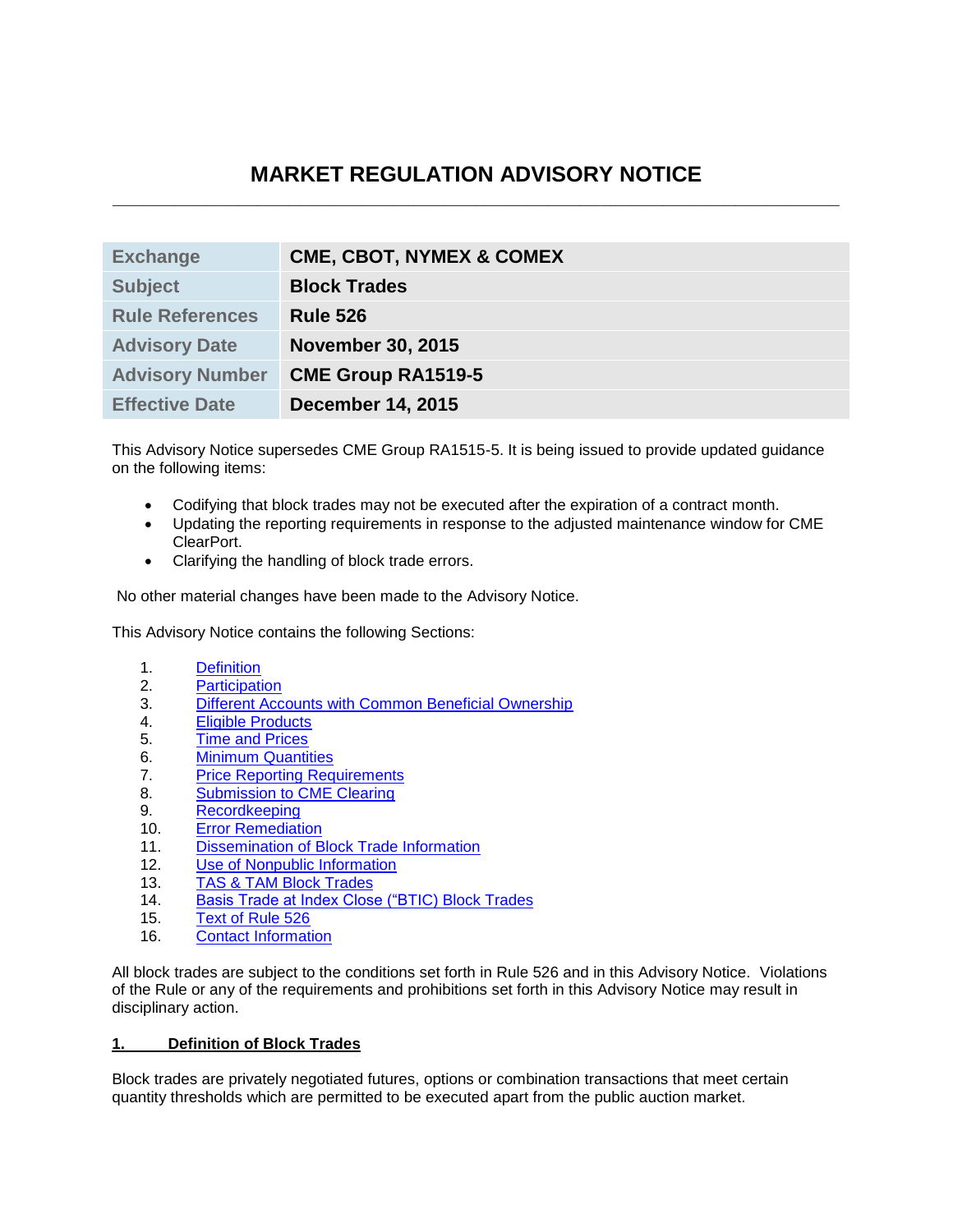# MARKET REGULATION ADVISORY NOTICE

| | |
|---|---|
| Exchange | **CME, CBOT, NYMEX & COMEX** |
| Subject | **Block Trades** |
| Rule References | **Rule 526** |
| Advisory Date | **November 30, 2015** |
| Advisory Number | **CME Group RA1519-5** |
| Effective Date | **December 14, 2015** |

This Advisory Notice supersedes CME Group RA1515-5. It is being issued to provide updated guidance on the following items:

- Codifying that block trades may not be executed after the expiration of a contract month.
- Updating the reporting requirements in response to the adjusted maintenance window for CME ClearPort.
- Clarifying the handling of block trade errors.

No other material changes have been made to the Advisory Notice.

This Advisory Notice contains the following Sections:

1. Definition
2. Participation
3. Different Accounts with Common Beneficial Ownership
4. Eligible Products
5. Time and Prices
6. Minimum Quantities
7. Price Reporting Requirements
8. Submission to CME Clearing
9. Recordkeeping
10. Error Remediation
11. Dissemination of Block Trade Information
12. Use of Nonpublic Information
13. TAS & TAM Block Trades
14. Basis Trade at Index Close ("BTIC) Block Trades
15. Text of Rule 526
16. Contact Information

All block trades are subject to the conditions set forth in Rule 526 and in this Advisory Notice. Violations of the Rule or any of the requirements and prohibitions set forth in this Advisory Notice may result in disciplinary action.

## 1. Definition of Block Trades

Block trades are privately negotiated futures, options or combination transactions that meet certain quantity thresholds which are permitted to be executed apart from the public auction market.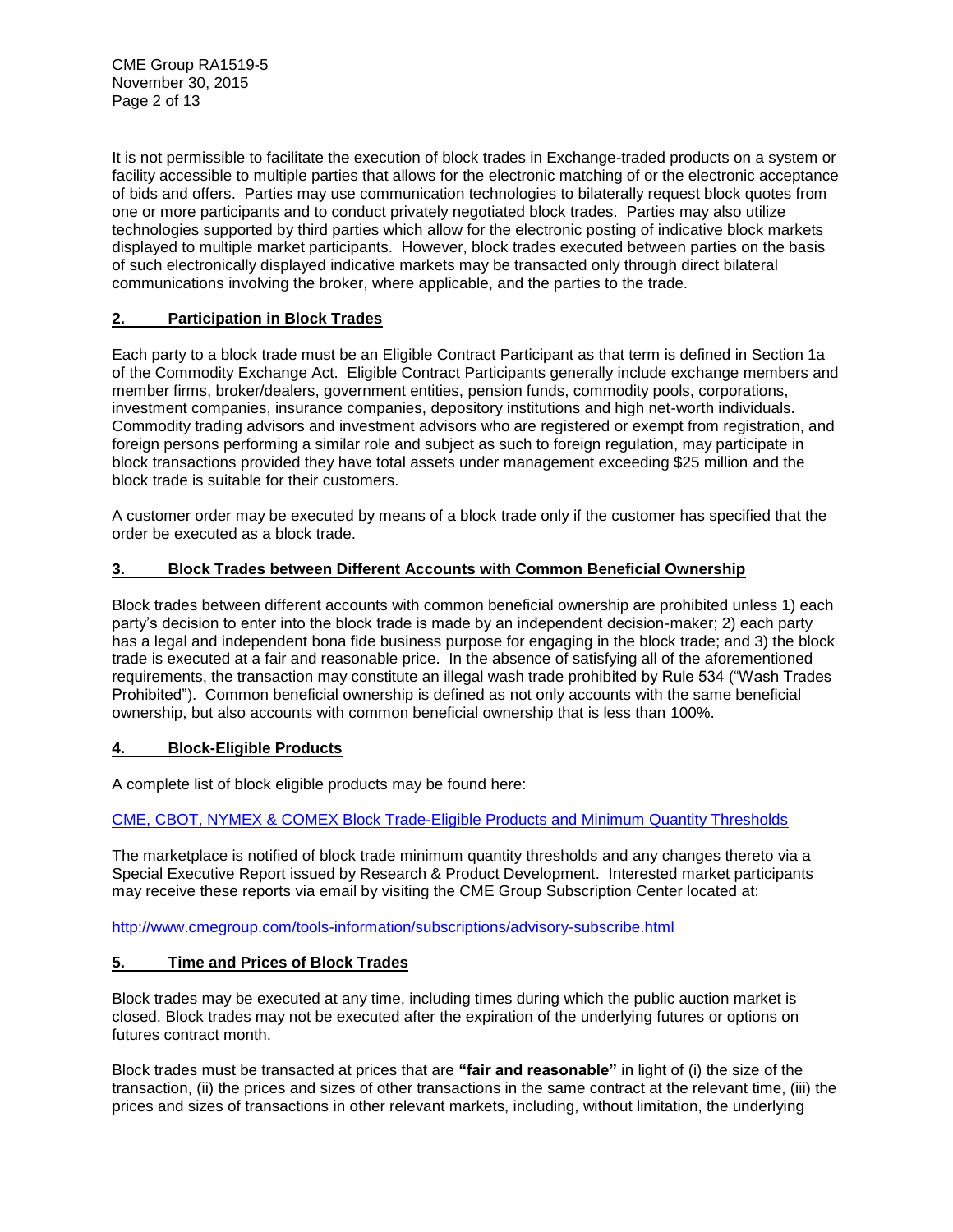It is not permissible to facilitate the execution of block trades in Exchange-traded products on a system or facility accessible to multiple parties that allows for the electronic matching of or the electronic acceptance of bids and offers. Parties may use communication technologies to bilaterally request block quotes from one or more participants and to conduct privately negotiated block trades. Parties may also utilize technologies supported by third parties which allow for the electronic posting of indicative block markets displayed to multiple market participants. However, block trades executed between parties on the basis of such electronically displayed indicative markets may be transacted only through direct bilateral communications involving the broker, where applicable, and the parties to the trade.

## 2. Participation in Block Trades

Each party to a block trade must be an Eligible Contract Participant as that term is defined in Section 1a of the Commodity Exchange Act. Eligible Contract Participants generally include exchange members and member firms, broker/dealers, government entities, pension funds, commodity pools, corporations, investment companies, insurance companies, depository institutions and high net-worth individuals. Commodity trading advisors and investment advisors who are registered or exempt from registration, and foreign persons performing a similar role and subject as such to foreign regulation, may participate in block transactions provided they have total assets under management exceeding $25 million and the block trade is suitable for their customers.

A customer order may be executed by means of a block trade only if the customer has specified that the order be executed as a block trade.

## 3. Block Trades between Different Accounts with Common Beneficial Ownership

Block trades between different accounts with common beneficial ownership are prohibited unless 1) each party's decision to enter into the block trade is made by an independent decision-maker; 2) each party has a legal and independent bona fide business purpose for engaging in the block trade; and 3) the block trade is executed at a fair and reasonable price. In the absence of satisfying all of the aforementioned requirements, the transaction may constitute an illegal wash trade prohibited by Rule 534 ("Wash Trades Prohibited"). Common beneficial ownership is defined as not only accounts with the same beneficial ownership, but also accounts with common beneficial ownership that is less than 100%.

## 4. Block-Eligible Products

A complete list of block eligible products may be found here:

CME, CBOT, NYMEX & COMEX Block Trade-Eligible Products and Minimum Quantity Thresholds

The marketplace is notified of block trade minimum quantity thresholds and any changes thereto via a Special Executive Report issued by Research & Product Development. Interested market participants may receive these reports via email by visiting the CME Group Subscription Center located at:

http://www.cmegroup.com/tools-information/subscriptions/advisory-subscribe.html

## 5. Time and Prices of Block Trades

Block trades may be executed at any time, including times during which the public auction market is closed. Block trades may not be executed after the expiration of the underlying futures or options on futures contract month.

Block trades must be transacted at prices that are **"fair and reasonable"** in light of (i) the size of the transaction, (ii) the prices and sizes of other transactions in the same contract at the relevant time, (iii) the prices and sizes of transactions in other relevant markets, including, without limitation, the underlying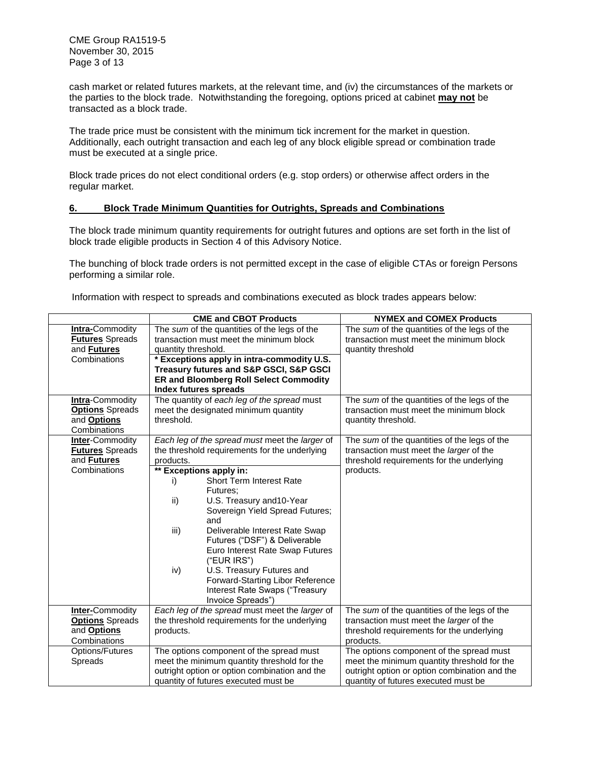cash market or related futures markets, at the relevant time, and (iv) the circumstances of the markets or the parties to the block trade. Notwithstanding the foregoing, options priced at cabinet **may not** be transacted as a block trade.

The trade price must be consistent with the minimum tick increment for the market in question. Additionally, each outright transaction and each leg of any block eligible spread or combination trade must be executed at a single price.

Block trade prices do not elect conditional orders (e.g. stop orders) or otherwise affect orders in the regular market.

## 6. Block Trade Minimum Quantities for Outrights, Spreads and Combinations

The block trade minimum quantity requirements for outright futures and options are set forth in the list of block trade eligible products in Section 4 of this Advisory Notice.

The bunching of block trade orders is not permitted except in the case of eligible CTAs or foreign Persons performing a similar role.

Information with respect to spreads and combinations executed as block trades appears below:

| | **CME and CBOT Products** | **NYMEX and COMEX Products** |
|---|---|---|
| **Intra-**Commodity **Futures** Spreads and **Futures** Combinations | The *sum* of the quantities of the legs of the transaction must meet the minimum block quantity threshold.<br>**\* Exceptions apply in intra-commodity U.S. Treasury futures and S&P GSCI, S&P GSCI ER and Bloomberg Roll Select Commodity Index futures spreads** | The *sum* of the quantities of the legs of the transaction must meet the minimum block quantity threshold |
| **Intra**-Commodity **Options** Spreads and **Options** Combinations | The quantity of *each leg of the spread* must meet the designated minimum quantity threshold. | The *sum* of the quantities of the legs of the transaction must meet the minimum block quantity threshold. |
| **Inter**-Commodity **Futures** Spreads and **Futures** Combinations | *Each leg of the spread must* meet the *larger* of the threshold requirements for the underlying products.<br>**\*\* Exceptions apply in:**<br>i) Short Term Interest Rate Futures;<br>ii) U.S. Treasury and10-Year Sovereign Yield Spread Futures; and<br>iii) Deliverable Interest Rate Swap Futures ("DSF") & Deliverable Euro Interest Rate Swap Futures ("EUR IRS")<br>iv) U.S. Treasury Futures and Forward-Starting Libor Reference Interest Rate Swaps ("Treasury Invoice Spreads") | The *sum* of the quantities of the legs of the transaction must meet the *larger* of the threshold requirements for the underlying products. |
| **Inter-**Commodity **Options** Spreads and **Options** Combinations | *Each leg of the spread* must meet the *larger* of the threshold requirements for the underlying products. | The *sum* of the quantities of the legs of the transaction must meet the *larger* of the threshold requirements for the underlying products. |
| Options/Futures Spreads | The options component of the spread must meet the minimum quantity threshold for the outright option or option combination and the quantity of futures executed must be | The options component of the spread must meet the minimum quantity threshold for the outright option or option combination and the quantity of futures executed must be |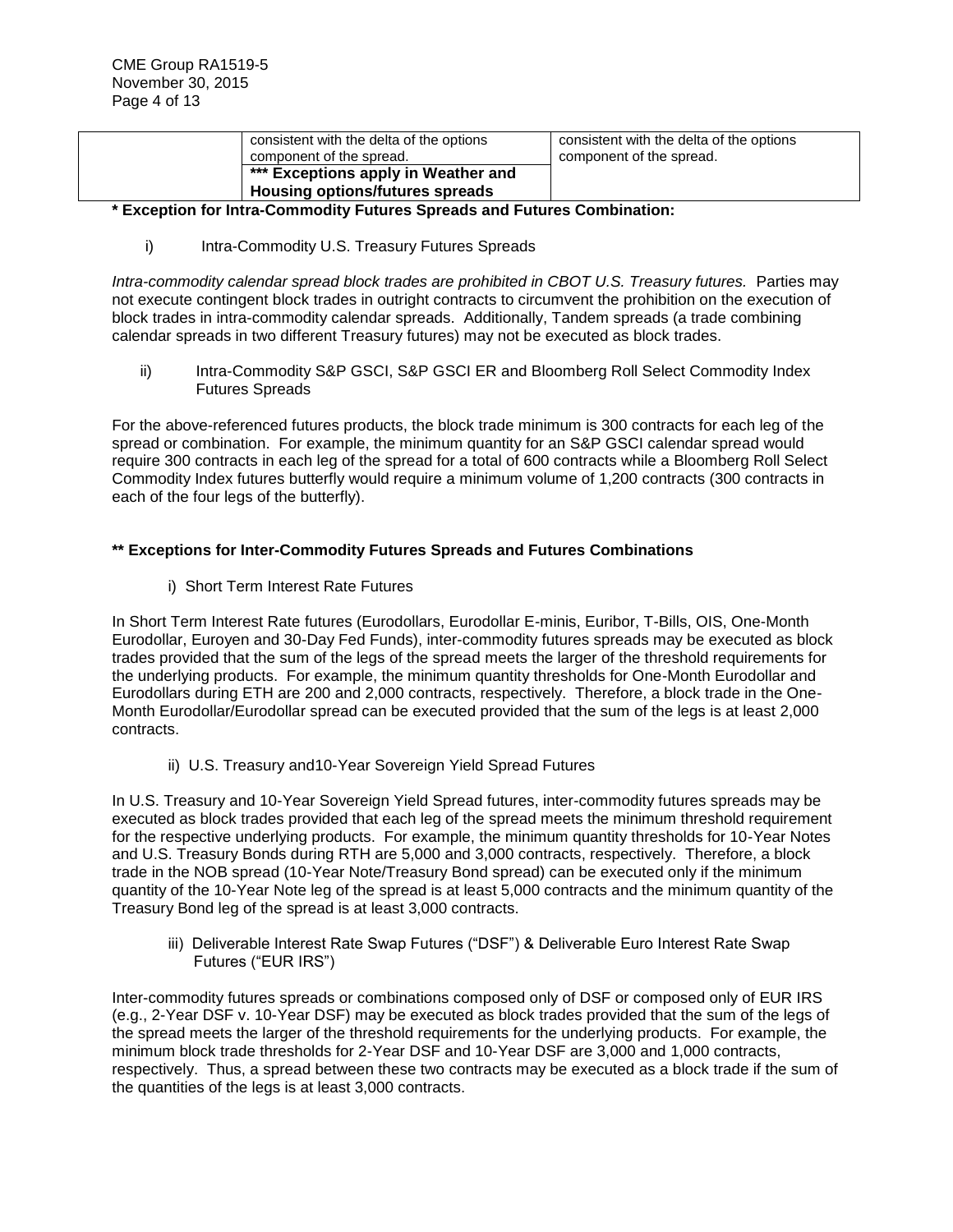|  | consistent with the delta of the options component of the spread.<br>**\*\*\* Exceptions apply in Weather and Housing options/futures spreads** | consistent with the delta of the options component of the spread. |
|---|---|---|

**\* Exception for Intra-Commodity Futures Spreads and Futures Combination:**

i) Intra-Commodity U.S. Treasury Futures Spreads

*Intra-commodity calendar spread block trades are prohibited in CBOT U.S. Treasury futures.* Parties may not execute contingent block trades in outright contracts to circumvent the prohibition on the execution of block trades in intra-commodity calendar spreads. Additionally, Tandem spreads (a trade combining calendar spreads in two different Treasury futures) may not be executed as block trades.

ii) Intra-Commodity S&P GSCI, S&P GSCI ER and Bloomberg Roll Select Commodity Index Futures Spreads

For the above-referenced futures products, the block trade minimum is 300 contracts for each leg of the spread or combination. For example, the minimum quantity for an S&P GSCI calendar spread would require 300 contracts in each leg of the spread for a total of 600 contracts while a Bloomberg Roll Select Commodity Index futures butterfly would require a minimum volume of 1,200 contracts (300 contracts in each of the four legs of the butterfly).

**\*\* Exceptions for Inter-Commodity Futures Spreads and Futures Combinations**

i) Short Term Interest Rate Futures

In Short Term Interest Rate futures (Eurodollars, Eurodollar E-minis, Euribor, T-Bills, OIS, One-Month Eurodollar, Euroyen and 30-Day Fed Funds), inter-commodity futures spreads may be executed as block trades provided that the sum of the legs of the spread meets the larger of the threshold requirements for the underlying products. For example, the minimum quantity thresholds for One-Month Eurodollar and Eurodollars during ETH are 200 and 2,000 contracts, respectively. Therefore, a block trade in the One-Month Eurodollar/Eurodollar spread can be executed provided that the sum of the legs is at least 2,000 contracts.

ii) U.S. Treasury and10-Year Sovereign Yield Spread Futures

In U.S. Treasury and 10-Year Sovereign Yield Spread futures, inter-commodity futures spreads may be executed as block trades provided that each leg of the spread meets the minimum threshold requirement for the respective underlying products. For example, the minimum quantity thresholds for 10-Year Notes and U.S. Treasury Bonds during RTH are 5,000 and 3,000 contracts, respectively. Therefore, a block trade in the NOB spread (10-Year Note/Treasury Bond spread) can be executed only if the minimum quantity of the 10-Year Note leg of the spread is at least 5,000 contracts and the minimum quantity of the Treasury Bond leg of the spread is at least 3,000 contracts.

iii) Deliverable Interest Rate Swap Futures ("DSF") & Deliverable Euro Interest Rate Swap Futures ("EUR IRS")

Inter-commodity futures spreads or combinations composed only of DSF or composed only of EUR IRS (e.g., 2-Year DSF v. 10-Year DSF) may be executed as block trades provided that the sum of the legs of the spread meets the larger of the threshold requirements for the underlying products. For example, the minimum block trade thresholds for 2-Year DSF and 10-Year DSF are 3,000 and 1,000 contracts, respectively. Thus, a spread between these two contracts may be executed as a block trade if the sum of the quantities of the legs is at least 3,000 contracts.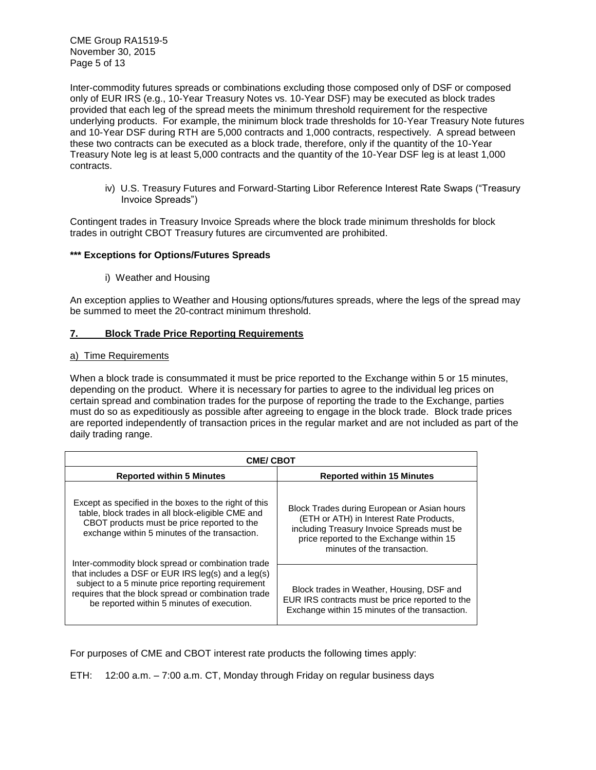Inter-commodity futures spreads or combinations excluding those composed only of DSF or composed only of EUR IRS (e.g., 10-Year Treasury Notes vs. 10-Year DSF) may be executed as block trades provided that each leg of the spread meets the minimum threshold requirement for the respective underlying products. For example, the minimum block trade thresholds for 10-Year Treasury Note futures and 10-Year DSF during RTH are 5,000 contracts and 1,000 contracts, respectively. A spread between these two contracts can be executed as a block trade, therefore, only if the quantity of the 10-Year Treasury Note leg is at least 5,000 contracts and the quantity of the 10-Year DSF leg is at least 1,000 contracts.

iv) U.S. Treasury Futures and Forward-Starting Libor Reference Interest Rate Swaps ("Treasury Invoice Spreads")

Contingent trades in Treasury Invoice Spreads where the block trade minimum thresholds for block trades in outright CBOT Treasury futures are circumvented are prohibited.

**\*\*\* Exceptions for Options/Futures Spreads**

i) Weather and Housing

An exception applies to Weather and Housing options/futures spreads, where the legs of the spread may be summed to meet the 20-contract minimum threshold.

## 7. Block Trade Price Reporting Requirements

### a) Time Requirements

When a block trade is consummated it must be price reported to the Exchange within 5 or 15 minutes, depending on the product. Where it is necessary for parties to agree to the individual leg prices on certain spread and combination trades for the purpose of reporting the trade to the Exchange, parties must do so as expeditiously as possible after agreeing to engage in the block trade. Block trade prices are reported independently of transaction prices in the regular market and are not included as part of the daily trading range.

| CME/ CBOT | |
|---|---|
| **Reported within 5 Minutes** | **Reported within 15 Minutes** |
| Except as specified in the boxes to the right of this table, block trades in all block-eligible CME and CBOT products must be price reported to the exchange within 5 minutes of the transaction.<br><br>Inter-commodity block spread or combination trade that includes a DSF or EUR IRS leg(s) and a leg(s) subject to a 5 minute price reporting requirement requires that the block spread or combination trade be reported within 5 minutes of execution. | Block Trades during European or Asian hours (ETH or ATH) in Interest Rate Products, including Treasury Invoice Spreads must be price reported to the Exchange within 15 minutes of the transaction.<br><br>Block trades in Weather, Housing, DSF and EUR IRS contracts must be price reported to the Exchange within 15 minutes of the transaction. |

For purposes of CME and CBOT interest rate products the following times apply:

ETH: 12:00 a.m. – 7:00 a.m. CT, Monday through Friday on regular business days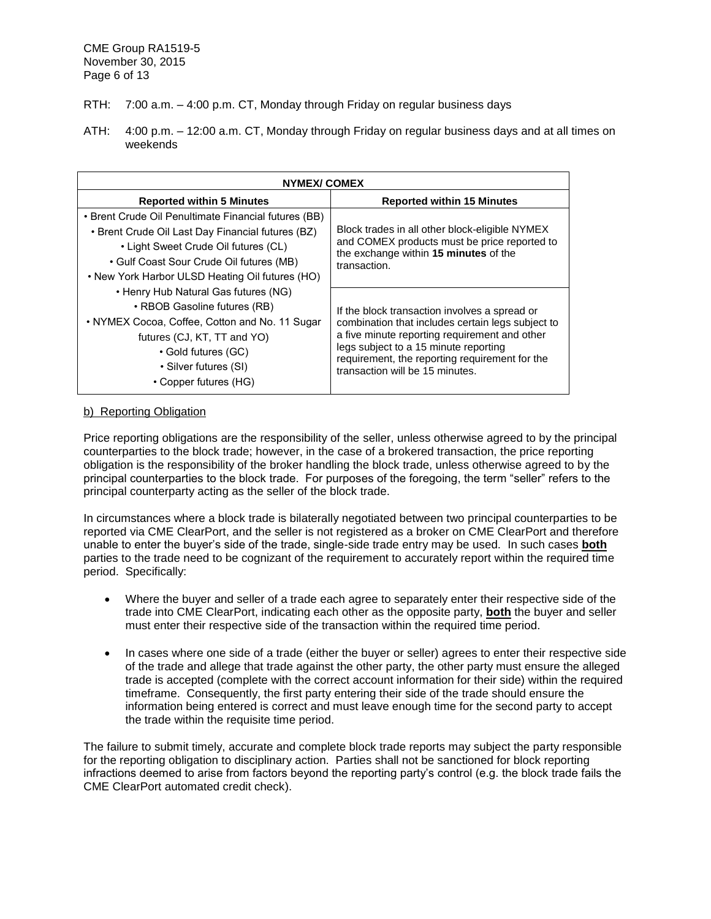RTH: 7:00 a.m. – 4:00 p.m. CT, Monday through Friday on regular business days

ATH: 4:00 p.m. – 12:00 a.m. CT, Monday through Friday on regular business days and at all times on weekends

| NYMEX/ COMEX | |
| --- | --- |
| **Reported within 5 Minutes** | **Reported within 15 Minutes** |
| • Brent Crude Oil Penultimate Financial futures (BB)<br>• Brent Crude Oil Last Day Financial futures (BZ)<br>• Light Sweet Crude Oil futures (CL)<br>• Gulf Coast Sour Crude Oil futures (MB)<br>• New York Harbor ULSD Heating Oil futures (HO)<br>• Henry Hub Natural Gas futures (NG)<br>• RBOB Gasoline futures (RB)<br>• NYMEX Cocoa, Coffee, Cotton and No. 11 Sugar futures (CJ, KT, TT and YO)<br>• Gold futures (GC)<br>• Silver futures (SI)<br>• Copper futures (HG) | Block trades in all other block-eligible NYMEX and COMEX products must be price reported to the exchange within **15 minutes** of the transaction.<br><br>If the block transaction involves a spread or combination that includes certain legs subject to a five minute reporting requirement and other legs subject to a 15 minute reporting requirement, the reporting requirement for the transaction will be 15 minutes. |

b) Reporting Obligation

Price reporting obligations are the responsibility of the seller, unless otherwise agreed to by the principal counterparties to the block trade; however, in the case of a brokered transaction, the price reporting obligation is the responsibility of the broker handling the block trade, unless otherwise agreed to by the principal counterparties to the block trade. For purposes of the foregoing, the term "seller" refers to the principal counterparty acting as the seller of the block trade.

In circumstances where a block trade is bilaterally negotiated between two principal counterparties to be reported via CME ClearPort, and the seller is not registered as a broker on CME ClearPort and therefore unable to enter the buyer's side of the trade, single-side trade entry may be used. In such cases **both** parties to the trade need to be cognizant of the requirement to accurately report within the required time period. Specifically:

- Where the buyer and seller of a trade each agree to separately enter their respective side of the trade into CME ClearPort, indicating each other as the opposite party, **both** the buyer and seller must enter their respective side of the transaction within the required time period.
- In cases where one side of a trade (either the buyer or seller) agrees to enter their respective side of the trade and allege that trade against the other party, the other party must ensure the alleged trade is accepted (complete with the correct account information for their side) within the required timeframe. Consequently, the first party entering their side of the trade should ensure the information being entered is correct and must leave enough time for the second party to accept the trade within the requisite time period.

The failure to submit timely, accurate and complete block trade reports may subject the party responsible for the reporting obligation to disciplinary action. Parties shall not be sanctioned for block reporting infractions deemed to arise from factors beyond the reporting party's control (e.g. the block trade fails the CME ClearPort automated credit check).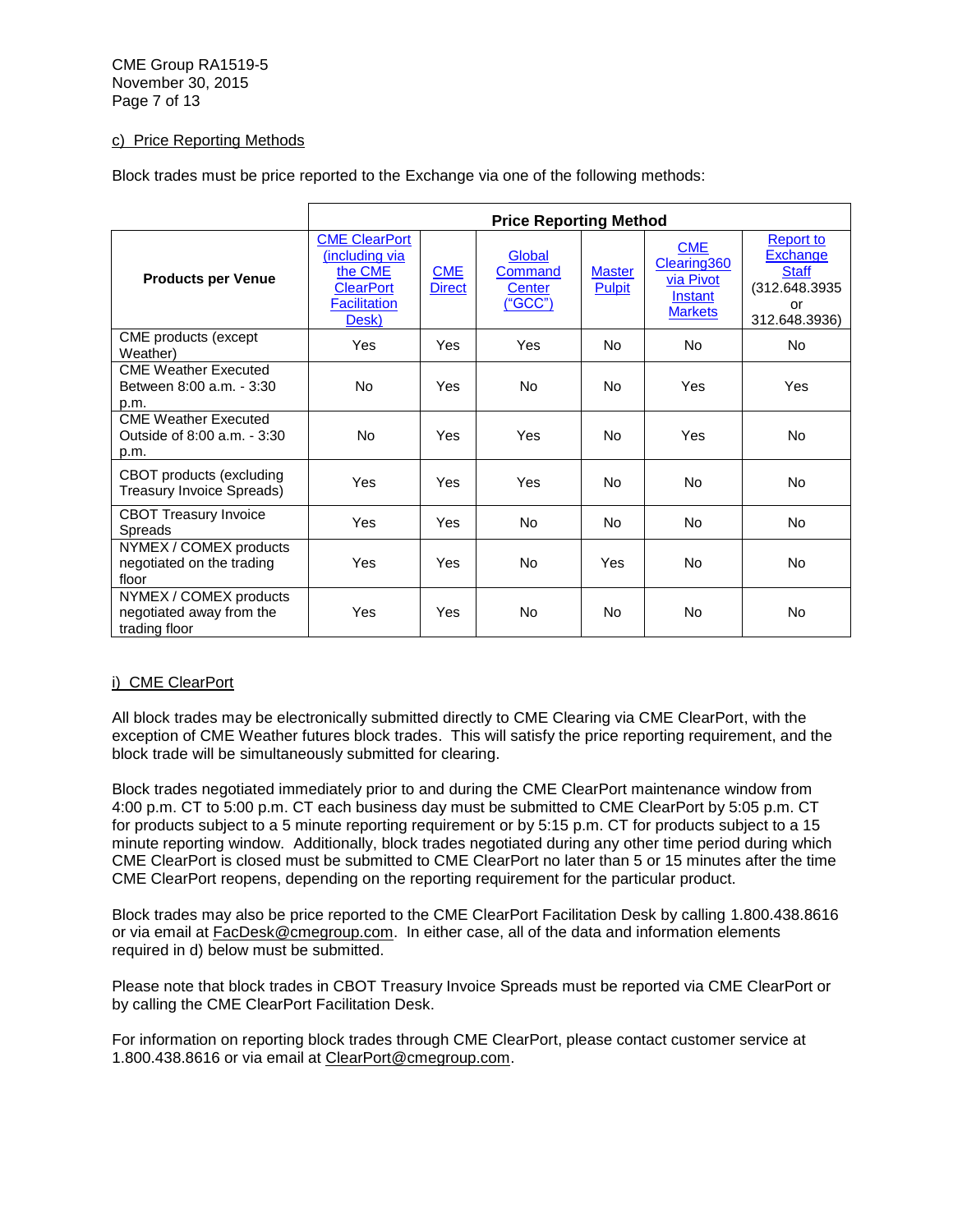c) Price Reporting Methods

Block trades must be price reported to the Exchange via one of the following methods:

| | Price Reporting Method | | | | | |
|---|---|---|---|---|---|---|
| **Products per Venue** | CME ClearPort (including via the CME ClearPort Facilitation Desk) | CME Direct | Global Command Center ("GCC") | Master Pulpit | CME Clearing360 via Pivot Instant Markets | Report to Exchange Staff (312.648.3935 or 312.648.3936) |
| CME products (except Weather) | Yes | Yes | Yes | No | No | No |
| CME Weather Executed Between 8:00 a.m. - 3:30 p.m. | No | Yes | No | No | Yes | Yes |
| CME Weather Executed Outside of 8:00 a.m. - 3:30 p.m. | No | Yes | Yes | No | Yes | No |
| CBOT products (excluding Treasury Invoice Spreads) | Yes | Yes | Yes | No | No | No |
| CBOT Treasury Invoice Spreads | Yes | Yes | No | No | No | No |
| NYMEX / COMEX products negotiated on the trading floor | Yes | Yes | No | Yes | No | No |
| NYMEX / COMEX products negotiated away from the trading floor | Yes | Yes | No | No | No | No |

i) CME ClearPort

All block trades may be electronically submitted directly to CME Clearing via CME ClearPort, with the exception of CME Weather futures block trades. This will satisfy the price reporting requirement, and the block trade will be simultaneously submitted for clearing.

Block trades negotiated immediately prior to and during the CME ClearPort maintenance window from 4:00 p.m. CT to 5:00 p.m. CT each business day must be submitted to CME ClearPort by 5:05 p.m. CT for products subject to a 5 minute reporting requirement or by 5:15 p.m. CT for products subject to a 15 minute reporting window. Additionally, block trades negotiated during any other time period during which CME ClearPort is closed must be submitted to CME ClearPort no later than 5 or 15 minutes after the time CME ClearPort reopens, depending on the reporting requirement for the particular product.

Block trades may also be price reported to the CME ClearPort Facilitation Desk by calling 1.800.438.8616 or via email at FacDesk@cmegroup.com. In either case, all of the data and information elements required in d) below must be submitted.

Please note that block trades in CBOT Treasury Invoice Spreads must be reported via CME ClearPort or by calling the CME ClearPort Facilitation Desk.

For information on reporting block trades through CME ClearPort, please contact customer service at 1.800.438.8616 or via email at ClearPort@cmegroup.com.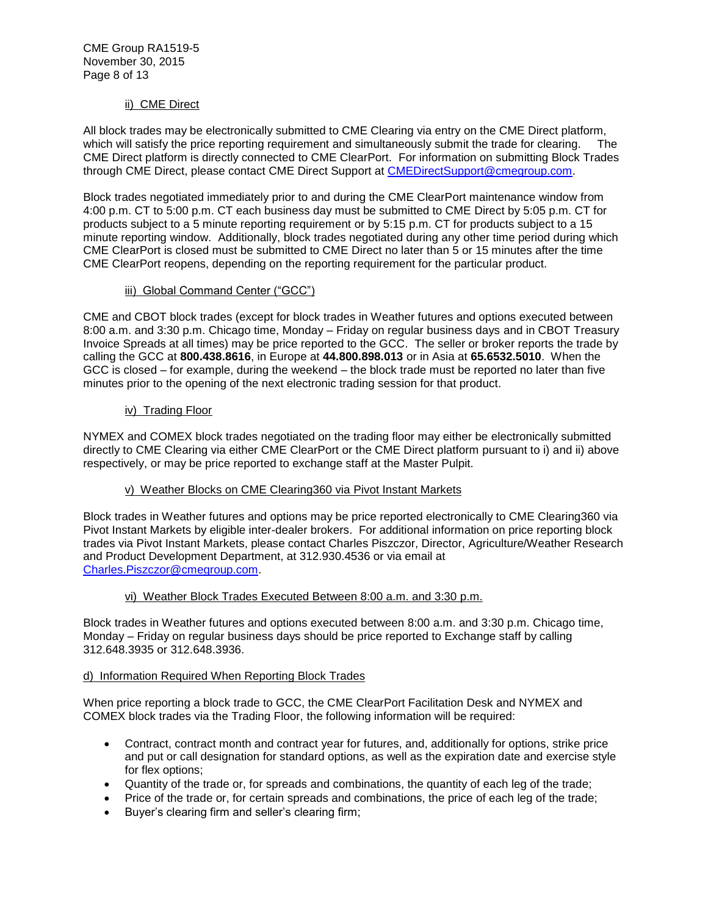### ii) CME Direct

All block trades may be electronically submitted to CME Clearing via entry on the CME Direct platform, which will satisfy the price reporting requirement and simultaneously submit the trade for clearing. The CME Direct platform is directly connected to CME ClearPort. For information on submitting Block Trades through CME Direct, please contact CME Direct Support at CMEDirectSupport@cmegroup.com.

Block trades negotiated immediately prior to and during the CME ClearPort maintenance window from 4:00 p.m. CT to 5:00 p.m. CT each business day must be submitted to CME Direct by 5:05 p.m. CT for products subject to a 5 minute reporting requirement or by 5:15 p.m. CT for products subject to a 15 minute reporting window. Additionally, block trades negotiated during any other time period during which CME ClearPort is closed must be submitted to CME Direct no later than 5 or 15 minutes after the time CME ClearPort reopens, depending on the reporting requirement for the particular product.

### iii) Global Command Center ("GCC")

CME and CBOT block trades (except for block trades in Weather futures and options executed between 8:00 a.m. and 3:30 p.m. Chicago time, Monday – Friday on regular business days and in CBOT Treasury Invoice Spreads at all times) may be price reported to the GCC. The seller or broker reports the trade by calling the GCC at **800.438.8616**, in Europe at **44.800.898.013** or in Asia at **65.6532.5010**. When the GCC is closed – for example, during the weekend – the block trade must be reported no later than five minutes prior to the opening of the next electronic trading session for that product.

### iv) Trading Floor

NYMEX and COMEX block trades negotiated on the trading floor may either be electronically submitted directly to CME Clearing via either CME ClearPort or the CME Direct platform pursuant to i) and ii) above respectively, or may be price reported to exchange staff at the Master Pulpit.

### v) Weather Blocks on CME Clearing360 via Pivot Instant Markets

Block trades in Weather futures and options may be price reported electronically to CME Clearing360 via Pivot Instant Markets by eligible inter-dealer brokers. For additional information on price reporting block trades via Pivot Instant Markets, please contact Charles Piszczor, Director, Agriculture/Weather Research and Product Development Department, at 312.930.4536 or via email at Charles.Piszczor@cmegroup.com.

### vi) Weather Block Trades Executed Between 8:00 a.m. and 3:30 p.m.

Block trades in Weather futures and options executed between 8:00 a.m. and 3:30 p.m. Chicago time, Monday – Friday on regular business days should be price reported to Exchange staff by calling 312.648.3935 or 312.648.3936.

## d) Information Required When Reporting Block Trades

When price reporting a block trade to GCC, the CME ClearPort Facilitation Desk and NYMEX and COMEX block trades via the Trading Floor, the following information will be required:

- Contract, contract month and contract year for futures, and, additionally for options, strike price and put or call designation for standard options, as well as the expiration date and exercise style for flex options;
- Quantity of the trade or, for spreads and combinations, the quantity of each leg of the trade;
- Price of the trade or, for certain spreads and combinations, the price of each leg of the trade;
- Buyer's clearing firm and seller's clearing firm;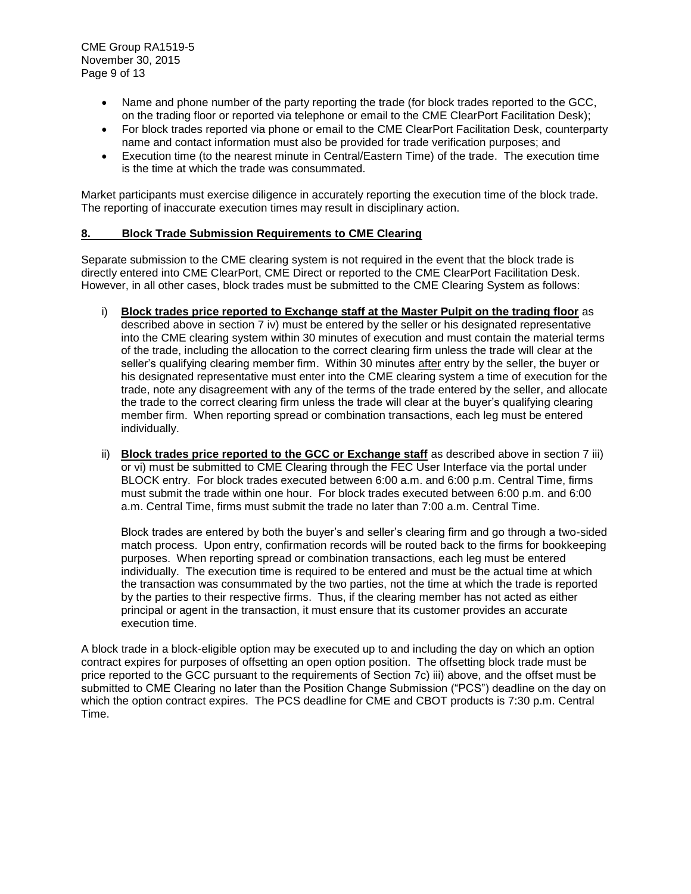- Name and phone number of the party reporting the trade (for block trades reported to the GCC, on the trading floor or reported via telephone or email to the CME ClearPort Facilitation Desk);
- For block trades reported via phone or email to the CME ClearPort Facilitation Desk, counterparty name and contact information must also be provided for trade verification purposes; and
- Execution time (to the nearest minute in Central/Eastern Time) of the trade. The execution time is the time at which the trade was consummated.

Market participants must exercise diligence in accurately reporting the execution time of the block trade. The reporting of inaccurate execution times may result in disciplinary action.

## 8. Block Trade Submission Requirements to CME Clearing

Separate submission to the CME clearing system is not required in the event that the block trade is directly entered into CME ClearPort, CME Direct or reported to the CME ClearPort Facilitation Desk. However, in all other cases, block trades must be submitted to the CME Clearing System as follows:

i) **Block trades price reported to Exchange staff at the Master Pulpit on the trading floor** as described above in section 7 iv) must be entered by the seller or his designated representative into the CME clearing system within 30 minutes of execution and must contain the material terms of the trade, including the allocation to the correct clearing firm unless the trade will clear at the seller's qualifying clearing member firm. Within 30 minutes after entry by the seller, the buyer or his designated representative must enter into the CME clearing system a time of execution for the trade, note any disagreement with any of the terms of the trade entered by the seller, and allocate the trade to the correct clearing firm unless the trade will clear at the buyer's qualifying clearing member firm. When reporting spread or combination transactions, each leg must be entered individually.

ii) **Block trades price reported to the GCC or Exchange staff** as described above in section 7 iii) or vi) must be submitted to CME Clearing through the FEC User Interface via the portal under BLOCK entry. For block trades executed between 6:00 a.m. and 6:00 p.m. Central Time, firms must submit the trade within one hour. For block trades executed between 6:00 p.m. and 6:00 a.m. Central Time, firms must submit the trade no later than 7:00 a.m. Central Time.

   Block trades are entered by both the buyer's and seller's clearing firm and go through a two-sided match process. Upon entry, confirmation records will be routed back to the firms for bookkeeping purposes. When reporting spread or combination transactions, each leg must be entered individually. The execution time is required to be entered and must be the actual time at which the transaction was consummated by the two parties, not the time at which the trade is reported by the parties to their respective firms. Thus, if the clearing member has not acted as either principal or agent in the transaction, it must ensure that its customer provides an accurate execution time.

A block trade in a block-eligible option may be executed up to and including the day on which an option contract expires for purposes of offsetting an open option position. The offsetting block trade must be price reported to the GCC pursuant to the requirements of Section 7c) iii) above, and the offset must be submitted to CME Clearing no later than the Position Change Submission ("PCS") deadline on the day on which the option contract expires. The PCS deadline for CME and CBOT products is 7:30 p.m. Central Time.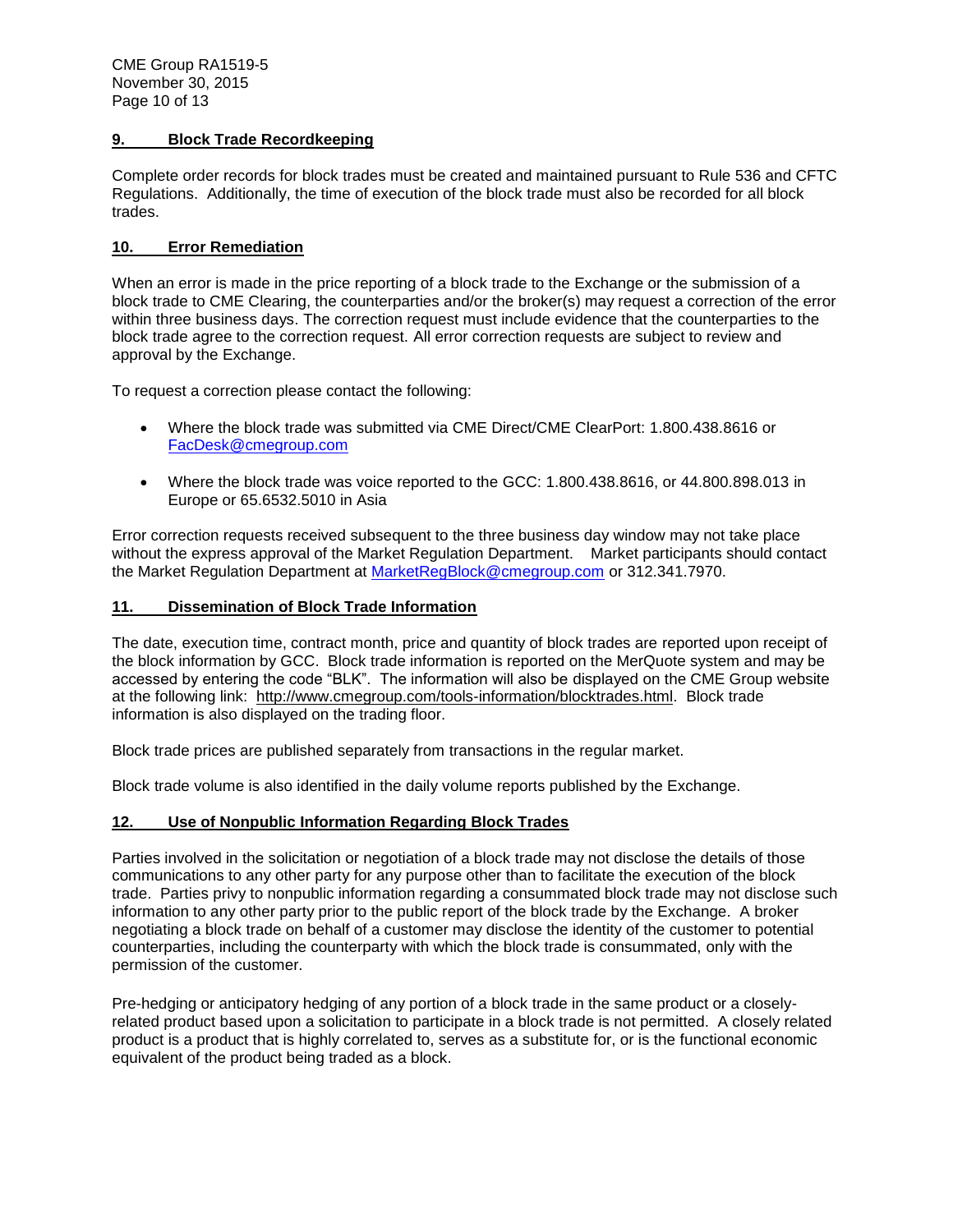## 9. Block Trade Recordkeeping

Complete order records for block trades must be created and maintained pursuant to Rule 536 and CFTC Regulations. Additionally, the time of execution of the block trade must also be recorded for all block trades.

## 10. Error Remediation

When an error is made in the price reporting of a block trade to the Exchange or the submission of a block trade to CME Clearing, the counterparties and/or the broker(s) may request a correction of the error within three business days. The correction request must include evidence that the counterparties to the block trade agree to the correction request. All error correction requests are subject to review and approval by the Exchange.

To request a correction please contact the following:

- Where the block trade was submitted via CME Direct/CME ClearPort: 1.800.438.8616 or FacDesk@cmegroup.com
- Where the block trade was voice reported to the GCC: 1.800.438.8616, or 44.800.898.013 in Europe or 65.6532.5010 in Asia

Error correction requests received subsequent to the three business day window may not take place without the express approval of the Market Regulation Department. Market participants should contact the Market Regulation Department at MarketRegBlock@cmegroup.com or 312.341.7970.

## 11. Dissemination of Block Trade Information

The date, execution time, contract month, price and quantity of block trades are reported upon receipt of the block information by GCC. Block trade information is reported on the MerQuote system and may be accessed by entering the code "BLK". The information will also be displayed on the CME Group website at the following link: http://www.cmegroup.com/tools-information/blocktrades.html. Block trade information is also displayed on the trading floor.

Block trade prices are published separately from transactions in the regular market.

Block trade volume is also identified in the daily volume reports published by the Exchange.

## 12. Use of Nonpublic Information Regarding Block Trades

Parties involved in the solicitation or negotiation of a block trade may not disclose the details of those communications to any other party for any purpose other than to facilitate the execution of the block trade. Parties privy to nonpublic information regarding a consummated block trade may not disclose such information to any other party prior to the public report of the block trade by the Exchange. A broker negotiating a block trade on behalf of a customer may disclose the identity of the customer to potential counterparties, including the counterparty with which the block trade is consummated, only with the permission of the customer.

Pre-hedging or anticipatory hedging of any portion of a block trade in the same product or a closely-related product based upon a solicitation to participate in a block trade is not permitted. A closely related product is a product that is highly correlated to, serves as a substitute for, or is the functional economic equivalent of the product being traded as a block.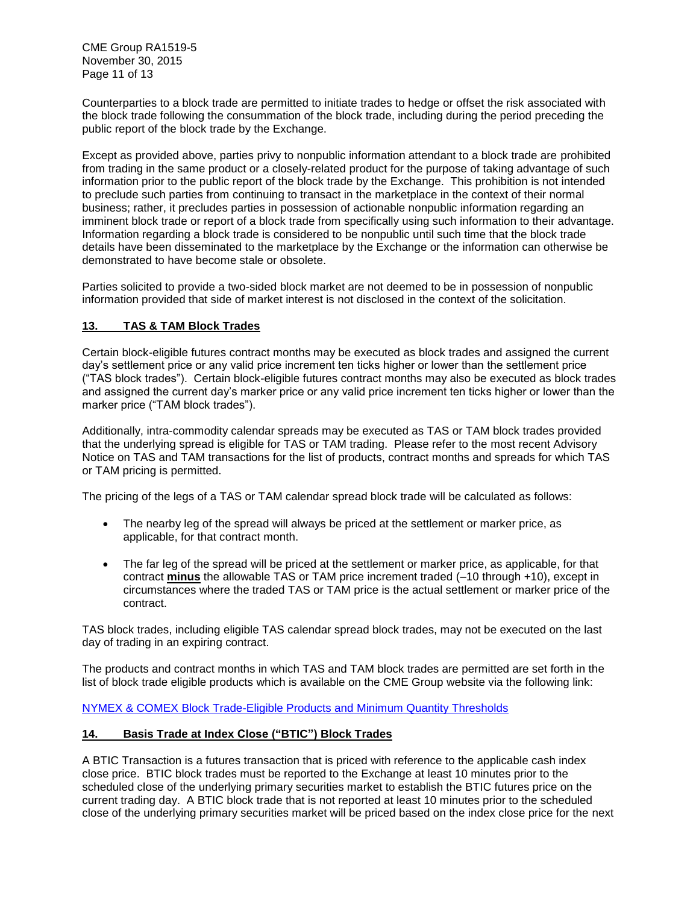Counterparties to a block trade are permitted to initiate trades to hedge or offset the risk associated with the block trade following the consummation of the block trade, including during the period preceding the public report of the block trade by the Exchange.

Except as provided above, parties privy to nonpublic information attendant to a block trade are prohibited from trading in the same product or a closely-related product for the purpose of taking advantage of such information prior to the public report of the block trade by the Exchange. This prohibition is not intended to preclude such parties from continuing to transact in the marketplace in the context of their normal business; rather, it precludes parties in possession of actionable nonpublic information regarding an imminent block trade or report of a block trade from specifically using such information to their advantage. Information regarding a block trade is considered to be nonpublic until such time that the block trade details have been disseminated to the marketplace by the Exchange or the information can otherwise be demonstrated to have become stale or obsolete.

Parties solicited to provide a two-sided block market are not deemed to be in possession of nonpublic information provided that side of market interest is not disclosed in the context of the solicitation.

## 13. TAS & TAM Block Trades

Certain block-eligible futures contract months may be executed as block trades and assigned the current day's settlement price or any valid price increment ten ticks higher or lower than the settlement price ("TAS block trades"). Certain block-eligible futures contract months may also be executed as block trades and assigned the current day's marker price or any valid price increment ten ticks higher or lower than the marker price ("TAM block trades").

Additionally, intra-commodity calendar spreads may be executed as TAS or TAM block trades provided that the underlying spread is eligible for TAS or TAM trading. Please refer to the most recent Advisory Notice on TAS and TAM transactions for the list of products, contract months and spreads for which TAS or TAM pricing is permitted.

The pricing of the legs of a TAS or TAM calendar spread block trade will be calculated as follows:

- The nearby leg of the spread will always be priced at the settlement or marker price, as applicable, for that contract month.
- The far leg of the spread will be priced at the settlement or marker price, as applicable, for that contract **minus** the allowable TAS or TAM price increment traded (–10 through +10), except in circumstances where the traded TAS or TAM price is the actual settlement or marker price of the contract.

TAS block trades, including eligible TAS calendar spread block trades, may not be executed on the last day of trading in an expiring contract.

The products and contract months in which TAS and TAM block trades are permitted are set forth in the list of block trade eligible products which is available on the CME Group website via the following link:

NYMEX & COMEX Block Trade-Eligible Products and Minimum Quantity Thresholds

## 14. Basis Trade at Index Close ("BTIC") Block Trades

A BTIC Transaction is a futures transaction that is priced with reference to the applicable cash index close price. BTIC block trades must be reported to the Exchange at least 10 minutes prior to the scheduled close of the underlying primary securities market to establish the BTIC futures price on the current trading day. A BTIC block trade that is not reported at least 10 minutes prior to the scheduled close of the underlying primary securities market will be priced based on the index close price for the next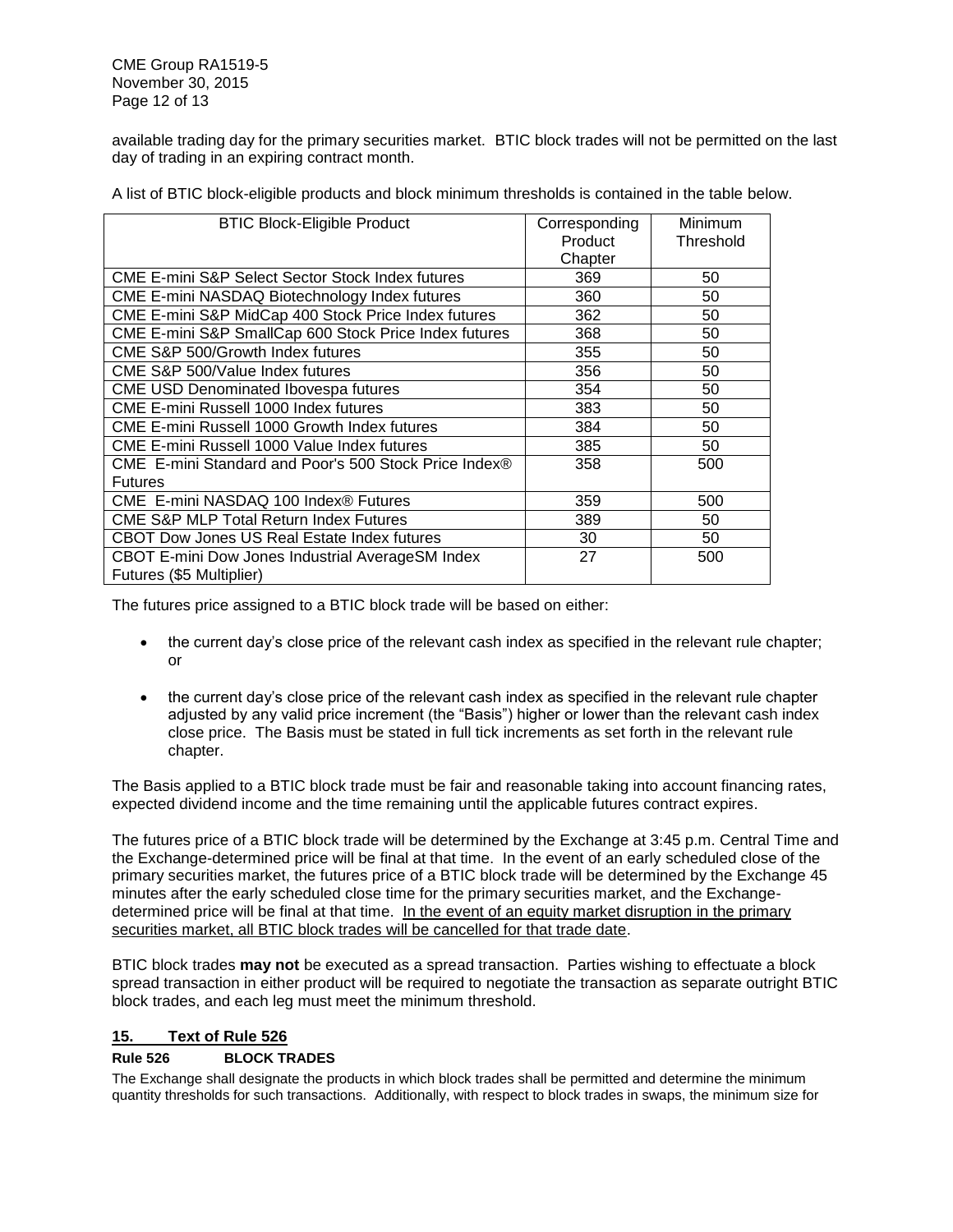available trading day for the primary securities market. BTIC block trades will not be permitted on the last day of trading in an expiring contract month.

A list of BTIC block-eligible products and block minimum thresholds is contained in the table below.

| BTIC Block-Eligible Product | Corresponding Product Chapter | Minimum Threshold |
|---|---|---|
| CME E-mini S&P Select Sector Stock Index futures | 369 | 50 |
| CME E-mini NASDAQ Biotechnology Index futures | 360 | 50 |
| CME E-mini S&P MidCap 400 Stock Price Index futures | 362 | 50 |
| CME E-mini S&P SmallCap 600 Stock Price Index futures | 368 | 50 |
| CME S&P 500/Growth Index futures | 355 | 50 |
| CME S&P 500/Value Index futures | 356 | 50 |
| CME USD Denominated Ibovespa futures | 354 | 50 |
| CME E-mini Russell 1000 Index futures | 383 | 50 |
| CME E-mini Russell 1000 Growth Index futures | 384 | 50 |
| CME E-mini Russell 1000 Value Index futures | 385 | 50 |
| CME E-mini Standard and Poor's 500 Stock Price Index® Futures | 358 | 500 |
| CME E-mini NASDAQ 100 Index® Futures | 359 | 500 |
| CME S&P MLP Total Return Index Futures | 389 | 50 |
| CBOT Dow Jones US Real Estate Index futures | 30 | 50 |
| CBOT E-mini Dow Jones Industrial AverageSM Index Futures ($5 Multiplier) | 27 | 500 |

The futures price assigned to a BTIC block trade will be based on either:

- the current day's close price of the relevant cash index as specified in the relevant rule chapter; or
- the current day's close price of the relevant cash index as specified in the relevant rule chapter adjusted by any valid price increment (the "Basis") higher or lower than the relevant cash index close price. The Basis must be stated in full tick increments as set forth in the relevant rule chapter.

The Basis applied to a BTIC block trade must be fair and reasonable taking into account financing rates, expected dividend income and the time remaining until the applicable futures contract expires.

The futures price of a BTIC block trade will be determined by the Exchange at 3:45 p.m. Central Time and the Exchange-determined price will be final at that time. In the event of an early scheduled close of the primary securities market, the futures price of a BTIC block trade will be determined by the Exchange 45 minutes after the early scheduled close time for the primary securities market, and the Exchange-determined price will be final at that time. In the event of an equity market disruption in the primary securities market, all BTIC block trades will be cancelled for that trade date.

BTIC block trades **may not** be executed as a spread transaction. Parties wishing to effectuate a block spread transaction in either product will be required to negotiate the transaction as separate outright BTIC block trades, and each leg must meet the minimum threshold.

## 15. Text of Rule 526

### Rule 526 BLOCK TRADES

The Exchange shall designate the products in which block trades shall be permitted and determine the minimum quantity thresholds for such transactions. Additionally, with respect to block trades in swaps, the minimum size for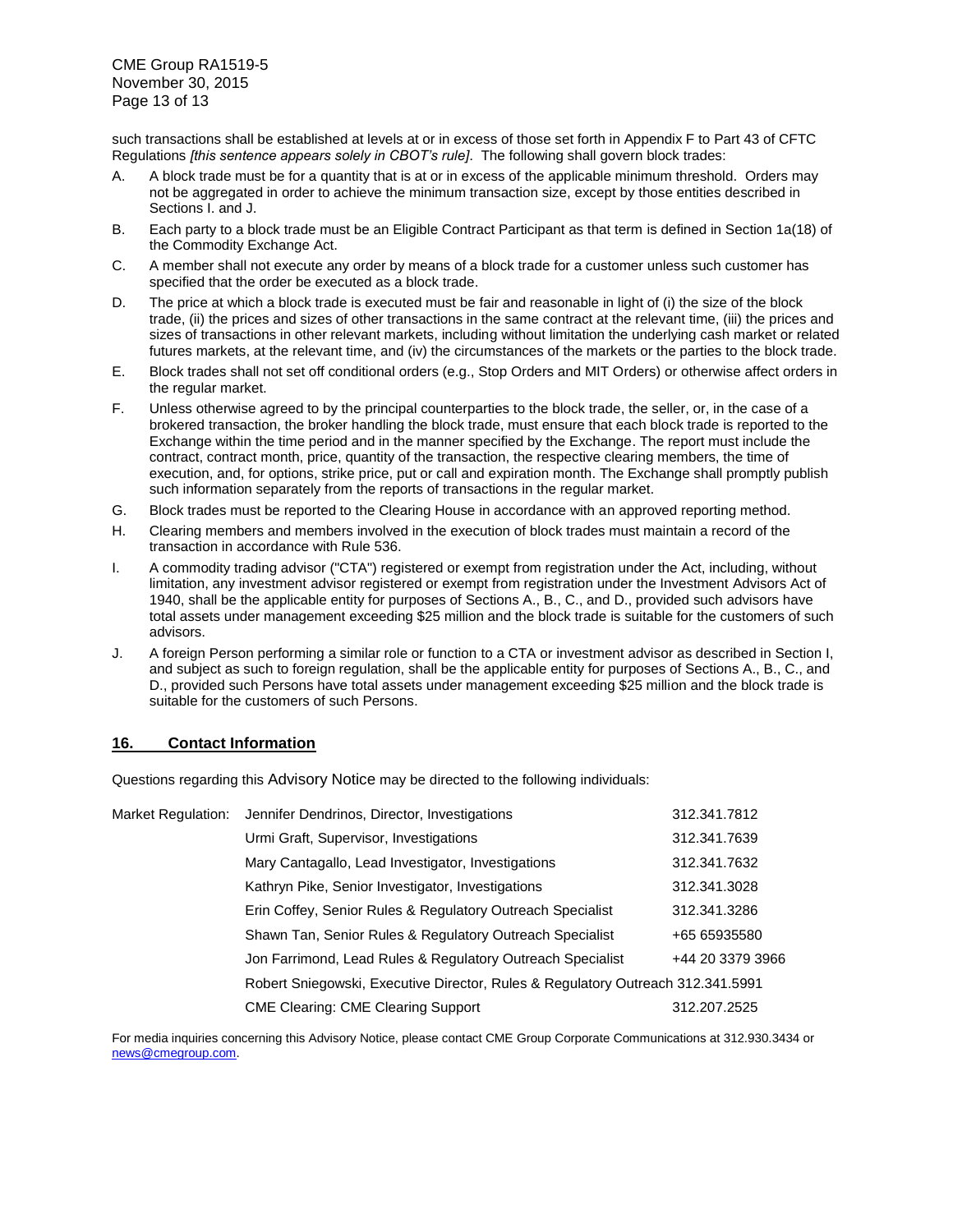such transactions shall be established at levels at or in excess of those set forth in Appendix F to Part 43 of CFTC Regulations *[this sentence appears solely in CBOT's rule]*. The following shall govern block trades:

A. A block trade must be for a quantity that is at or in excess of the applicable minimum threshold. Orders may not be aggregated in order to achieve the minimum transaction size, except by those entities described in Sections I. and J.

B. Each party to a block trade must be an Eligible Contract Participant as that term is defined in Section 1a(18) of the Commodity Exchange Act.

C. A member shall not execute any order by means of a block trade for a customer unless such customer has specified that the order be executed as a block trade.

D. The price at which a block trade is executed must be fair and reasonable in light of (i) the size of the block trade, (ii) the prices and sizes of other transactions in the same contract at the relevant time, (iii) the prices and sizes of transactions in other relevant markets, including without limitation the underlying cash market or related futures markets, at the relevant time, and (iv) the circumstances of the markets or the parties to the block trade.

E. Block trades shall not set off conditional orders (e.g., Stop Orders and MIT Orders) or otherwise affect orders in the regular market.

F. Unless otherwise agreed to by the principal counterparties to the block trade, the seller, or, in the case of a brokered transaction, the broker handling the block trade, must ensure that each block trade is reported to the Exchange within the time period and in the manner specified by the Exchange. The report must include the contract, contract month, price, quantity of the transaction, the respective clearing members, the time of execution, and, for options, strike price, put or call and expiration month. The Exchange shall promptly publish such information separately from the reports of transactions in the regular market.

G. Block trades must be reported to the Clearing House in accordance with an approved reporting method.

H. Clearing members and members involved in the execution of block trades must maintain a record of the transaction in accordance with Rule 536.

I. A commodity trading advisor ("CTA") registered or exempt from registration under the Act, including, without limitation, any investment advisor registered or exempt from registration under the Investment Advisors Act of 1940, shall be the applicable entity for purposes of Sections A., B., C., and D., provided such advisors have total assets under management exceeding $25 million and the block trade is suitable for the customers of such advisors.

J. A foreign Person performing a similar role or function to a CTA or investment advisor as described in Section I, and subject as such to foreign regulation, shall be the applicable entity for purposes of Sections A., B., C., and D., provided such Persons have total assets under management exceeding $25 million and the block trade is suitable for the customers of such Persons.

## 16. Contact Information

Questions regarding this Advisory Notice may be directed to the following individuals:

| | | |
|---|---|---|
| Market Regulation: | Jennifer Dendrinos, Director, Investigations | 312.341.7812 |
| | Urmi Graft, Supervisor, Investigations | 312.341.7639 |
| | Mary Cantagallo, Lead Investigator, Investigations | 312.341.7632 |
| | Kathryn Pike, Senior Investigator, Investigations | 312.341.3028 |
| | Erin Coffey, Senior Rules & Regulatory Outreach Specialist | 312.341.3286 |
| | Shawn Tan, Senior Rules & Regulatory Outreach Specialist | +65 65935580 |
| | Jon Farrimond, Lead Rules & Regulatory Outreach Specialist | +44 20 3379 3966 |
| | Robert Sniegowski, Executive Director, Rules & Regulatory Outreach | 312.341.5991 |
| | CME Clearing: CME Clearing Support | 312.207.2525 |

For media inquiries concerning this Advisory Notice, please contact CME Group Corporate Communications at 312.930.3434 or news@cmegroup.com.